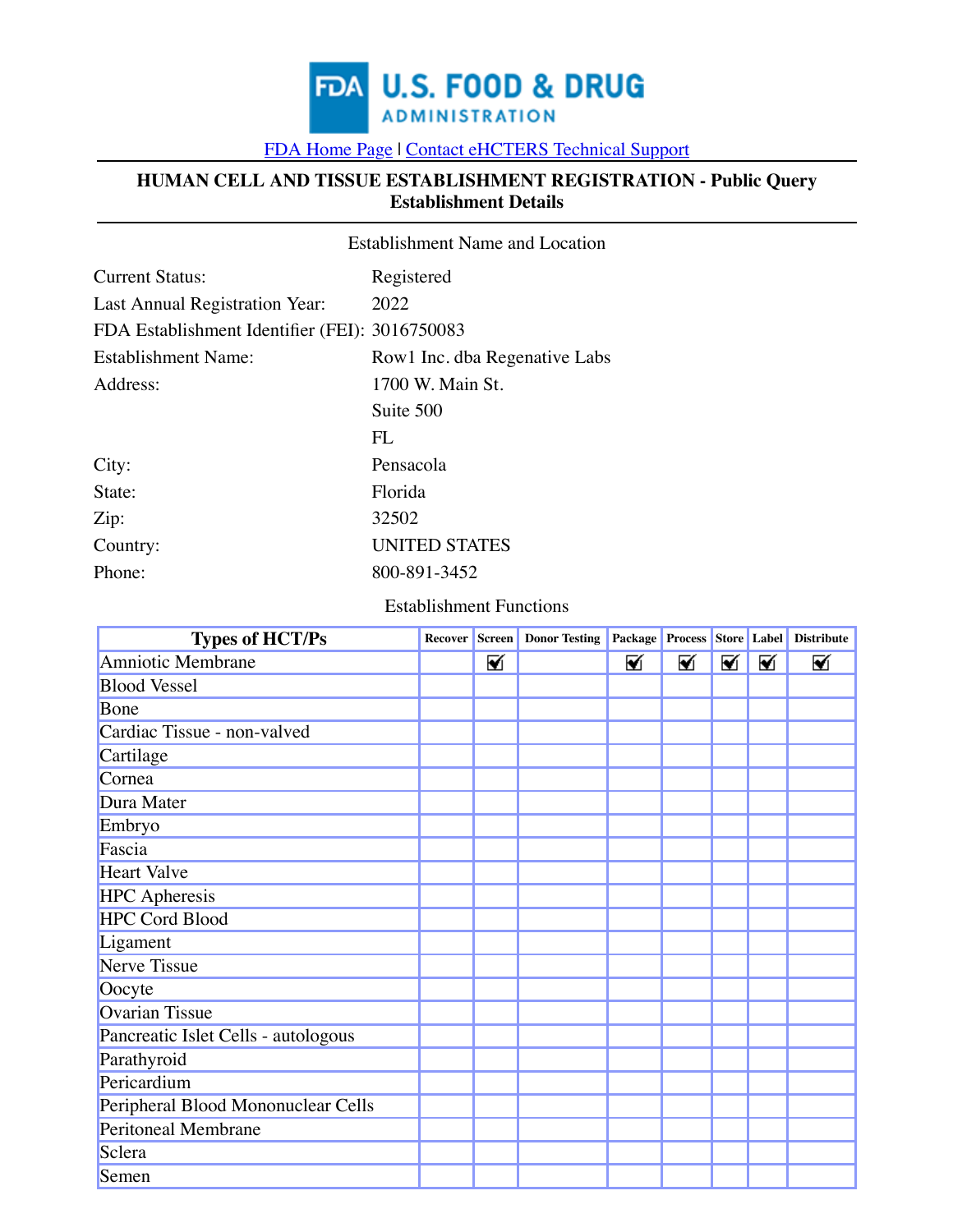[FDA Home Page](#) | [Contact eHCTERS Technical Support](#)

# HUMAN CELL AND TISSUE ESTABLISHMENT REGISTRATION - Public Query Establishment Details

Establishment Name and Location

| | |
|---|---|
| Current Status: | Registered |
| Last Annual Registration Year: | 2022 |
| FDA Establishment Identifier (FEI): | 3016750083 |
| Establishment Name: | Row1 Inc. dba Regenative Labs |
| Address: | 1700 W. Main St. |
| | Suite 500 |
| | FL |
| City: | Pensacola |
| State: | Florida |
| Zip: | 32502 |
| Country: | UNITED STATES |
| Phone: | 800-891-3452 |

Establishment Functions

| Types of HCT/Ps | Recover | Screen | Donor Testing | Package | Process | Store | Label | Distribute |
|---|---|---|---|---|---|---|---|---|
| Amniotic Membrane | | ☑ | | ☑ | ☑ | ☑ | ☑ | ☑ |
| Blood Vessel | | | | | | | | |
| Bone | | | | | | | | |
| Cardiac Tissue - non-valved | | | | | | | | |
| Cartilage | | | | | | | | |
| Cornea | | | | | | | | |
| Dura Mater | | | | | | | | |
| Embryo | | | | | | | | |
| Fascia | | | | | | | | |
| Heart Valve | | | | | | | | |
| HPC Apheresis | | | | | | | | |
| HPC Cord Blood | | | | | | | | |
| Ligament | | | | | | | | |
| Nerve Tissue | | | | | | | | |
| Oocyte | | | | | | | | |
| Ovarian Tissue | | | | | | | | |
| Pancreatic Islet Cells - autologous | | | | | | | | |
| Parathyroid | | | | | | | | |
| Pericardium | | | | | | | | |
| Peripheral Blood Mononuclear Cells | | | | | | | | |
| Peritoneal Membrane | | | | | | | | |
| Sclera | | | | | | | | |
| Semen | | | | | | | | |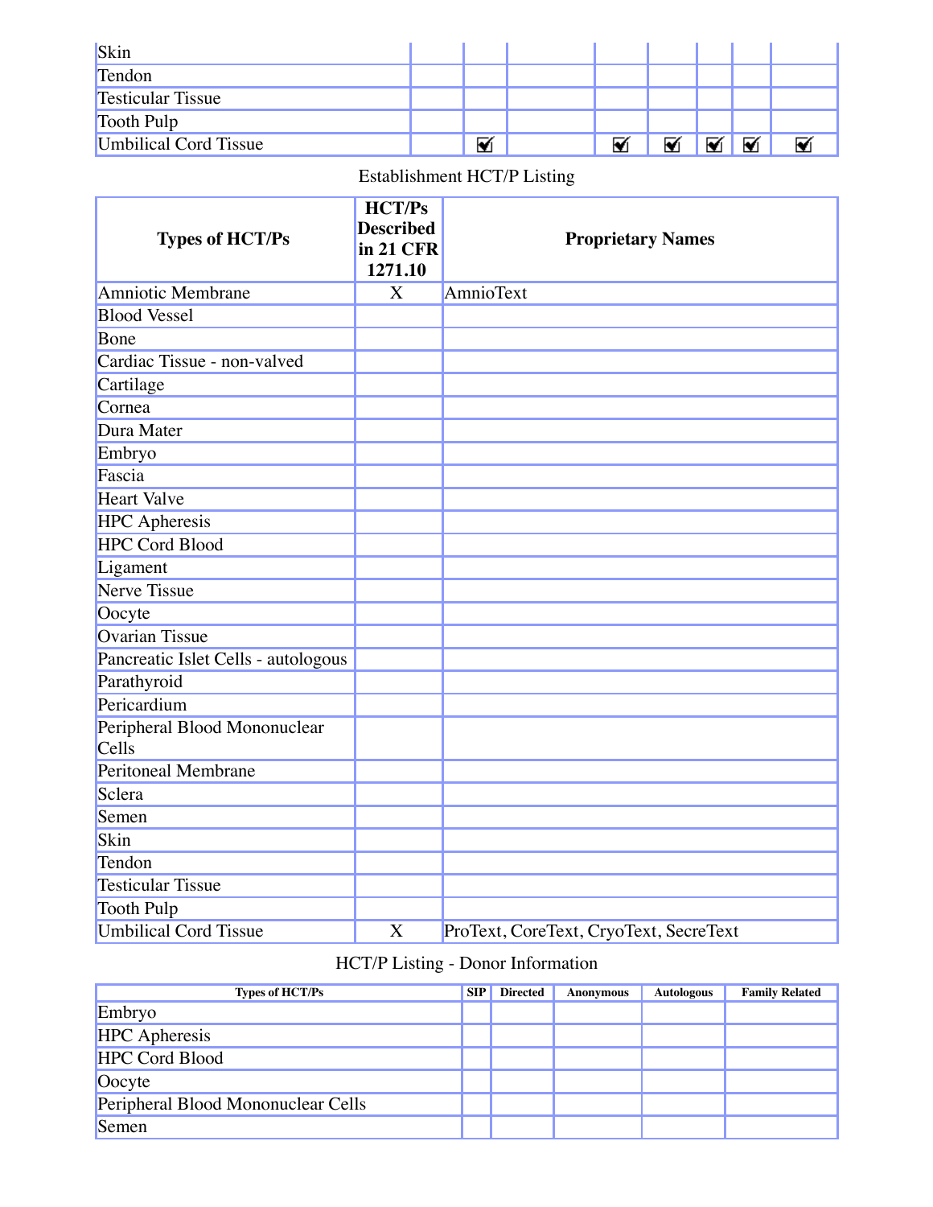| | | | | | | | | |
|---|---|---|---|---|---|---|---|---|
| Skin | | | | | | | | |
| Tendon | | | | | | | | |
| Testicular Tissue | | | | | | | | |
| Tooth Pulp | | | | | | | | |
| Umbilical Cord Tissue | | ☑ | | ☑ | ☑ | ☑ | ☑ | ☑ |

Establishment HCT/P Listing

| Types of HCT/Ps | HCT/Ps Described in 21 CFR 1271.10 | Proprietary Names |
|---|---|---|
| Amniotic Membrane | X | AmnioText |
| Blood Vessel | | |
| Bone | | |
| Cardiac Tissue - non-valved | | |
| Cartilage | | |
| Cornea | | |
| Dura Mater | | |
| Embryo | | |
| Fascia | | |
| Heart Valve | | |
| HPC Apheresis | | |
| HPC Cord Blood | | |
| Ligament | | |
| Nerve Tissue | | |
| Oocyte | | |
| Ovarian Tissue | | |
| Pancreatic Islet Cells - autologous | | |
| Parathyroid | | |
| Pericardium | | |
| Peripheral Blood Mononuclear Cells | | |
| Peritoneal Membrane | | |
| Sclera | | |
| Semen | | |
| Skin | | |
| Tendon | | |
| Testicular Tissue | | |
| Tooth Pulp | | |
| Umbilical Cord Tissue | X | ProText, CoreText, CryoText, SecreText |

HCT/P Listing - Donor Information

| Types of HCT/Ps | SIP | Directed | Anonymous | Autologous | Family Related |
|---|---|---|---|---|---|
| Embryo | | | | | |
| HPC Apheresis | | | | | |
| HPC Cord Blood | | | | | |
| Oocyte | | | | | |
| Peripheral Blood Mononuclear Cells | | | | | |
| Semen | | | | | |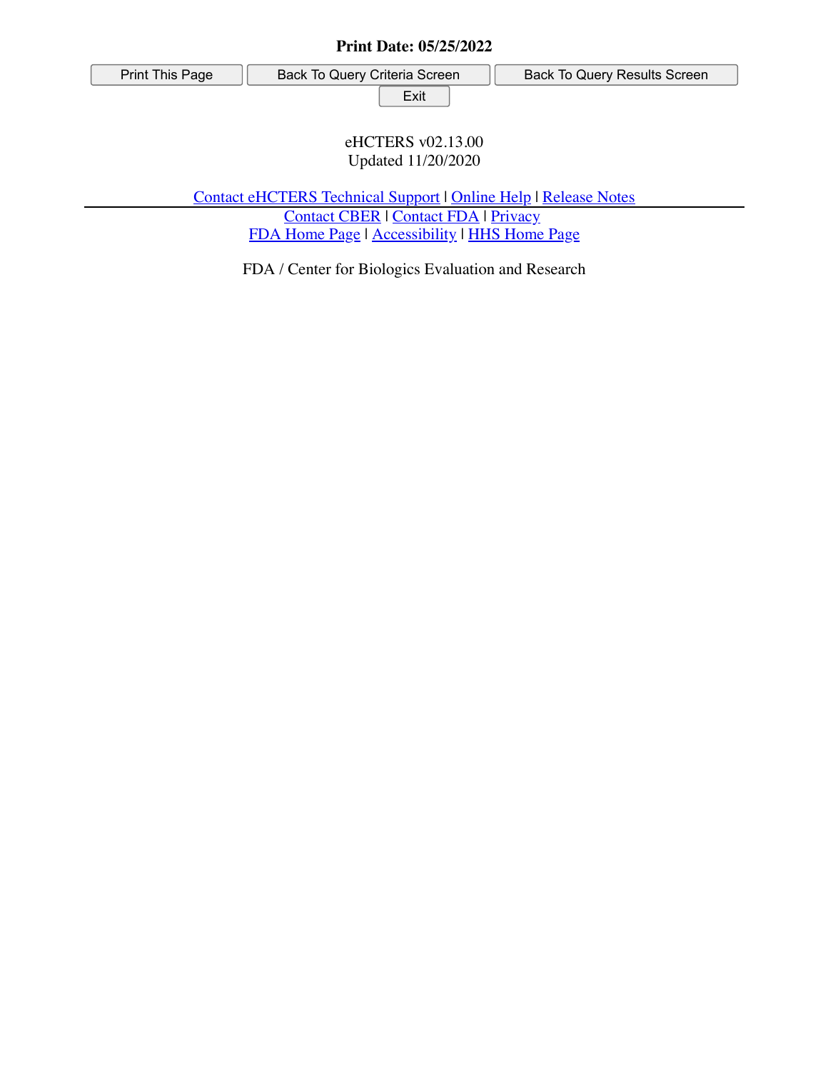**Print Date: 05/25/2022**

Print This Page | Back To Query Criteria Screen | Back To Query Results Screen
Exit

eHCTERS v02.13.00
Updated 11/20/2020

Contact eHCTERS Technical Support | Online Help | Release Notes

---

Contact CBER | Contact FDA | Privacy
FDA Home Page | Accessibility | HHS Home Page

FDA / Center for Biologics Evaluation and Research